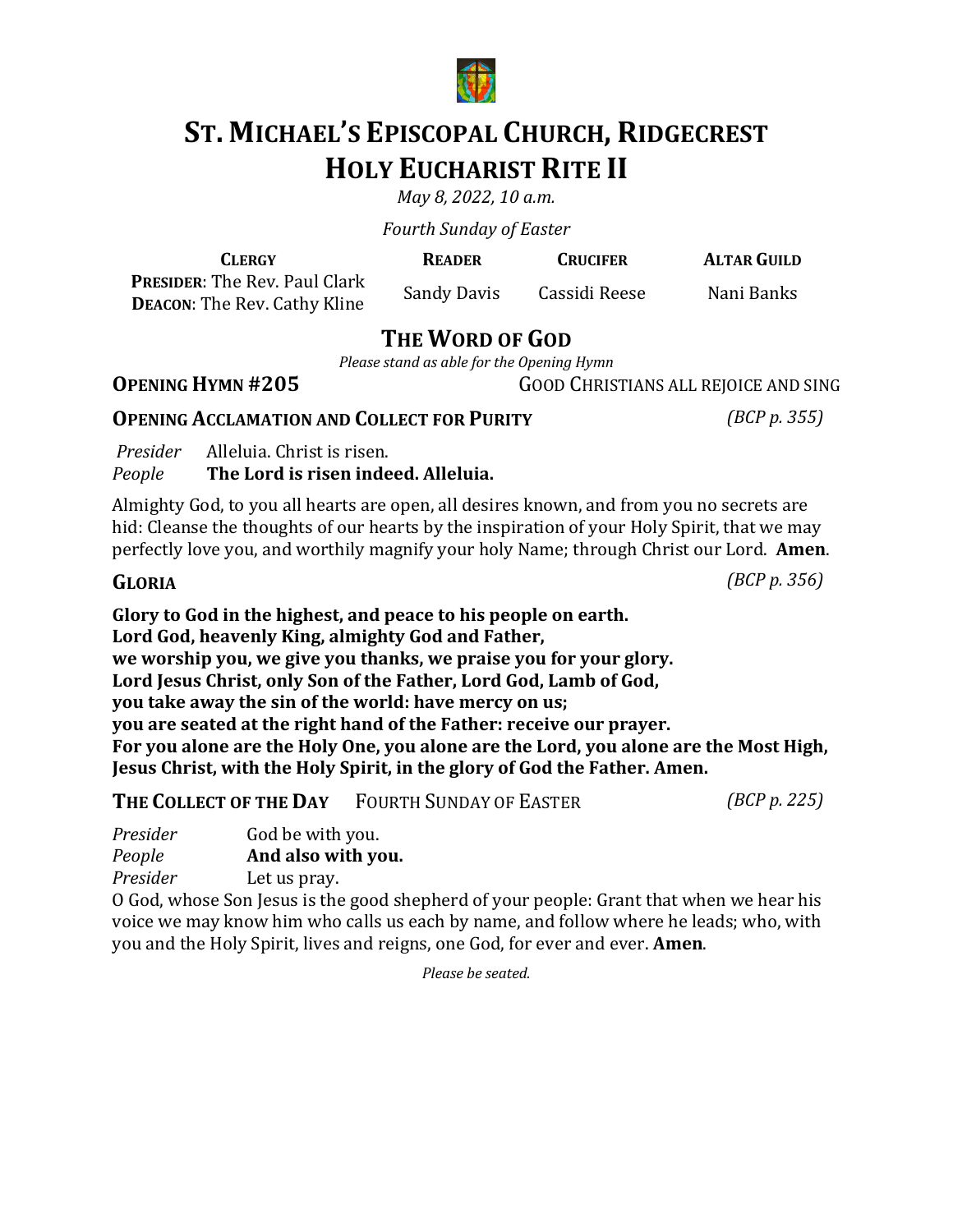# ST. MICHAEL'S EPISCOPAL CHURCH, RIDGECREST
# HOLY EUCHARIST RITE II

*May 8, 2022, 10 a.m.*

*Fourth Sunday of Easter*

| CLERGY | READER | CRUCIFER | ALTAR GUILD |
|---|---|---|---|
| **PRESIDER**: The Rev. Paul Clark<br>**DEACON**: The Rev. Cathy Kline | Sandy Davis | Cassidi Reese | Nani Banks |

## THE WORD OF GOD

*Please stand as able for the Opening Hymn*

**OPENING HYMN #205** GOOD CHRISTIANS ALL REJOICE AND SING

**OPENING ACCLAMATION AND COLLECT FOR PURITY** *(BCP p. 355)*

*Presider* Alleluia. Christ is risen.
*People* **The Lord is risen indeed. Alleluia.**

Almighty God, to you all hearts are open, all desires known, and from you no secrets are hid: Cleanse the thoughts of our hearts by the inspiration of your Holy Spirit, that we may perfectly love you, and worthily magnify your holy Name; through Christ our Lord. **Amen**.

**GLORIA** *(BCP p. 356)*

**Glory to God in the highest, and peace to his people on earth.**
**Lord God, heavenly King, almighty God and Father,**
**we worship you, we give you thanks, we praise you for your glory.**
**Lord Jesus Christ, only Son of the Father, Lord God, Lamb of God,**
**you take away the sin of the world: have mercy on us;**
**you are seated at the right hand of the Father: receive our prayer.**
**For you alone are the Holy One, you alone are the Lord, you alone are the Most High,**
**Jesus Christ, with the Holy Spirit, in the glory of God the Father. Amen.**

**THE COLLECT OF THE DAY** FOURTH SUNDAY OF EASTER *(BCP p. 225)*

*Presider* God be with you.
*People* **And also with you.**
*Presider* Let us pray.

O God, whose Son Jesus is the good shepherd of your people: Grant that when we hear his voice we may know him who calls us each by name, and follow where he leads; who, with you and the Holy Spirit, lives and reigns, one God, for ever and ever. **Amen**.

*Please be seated.*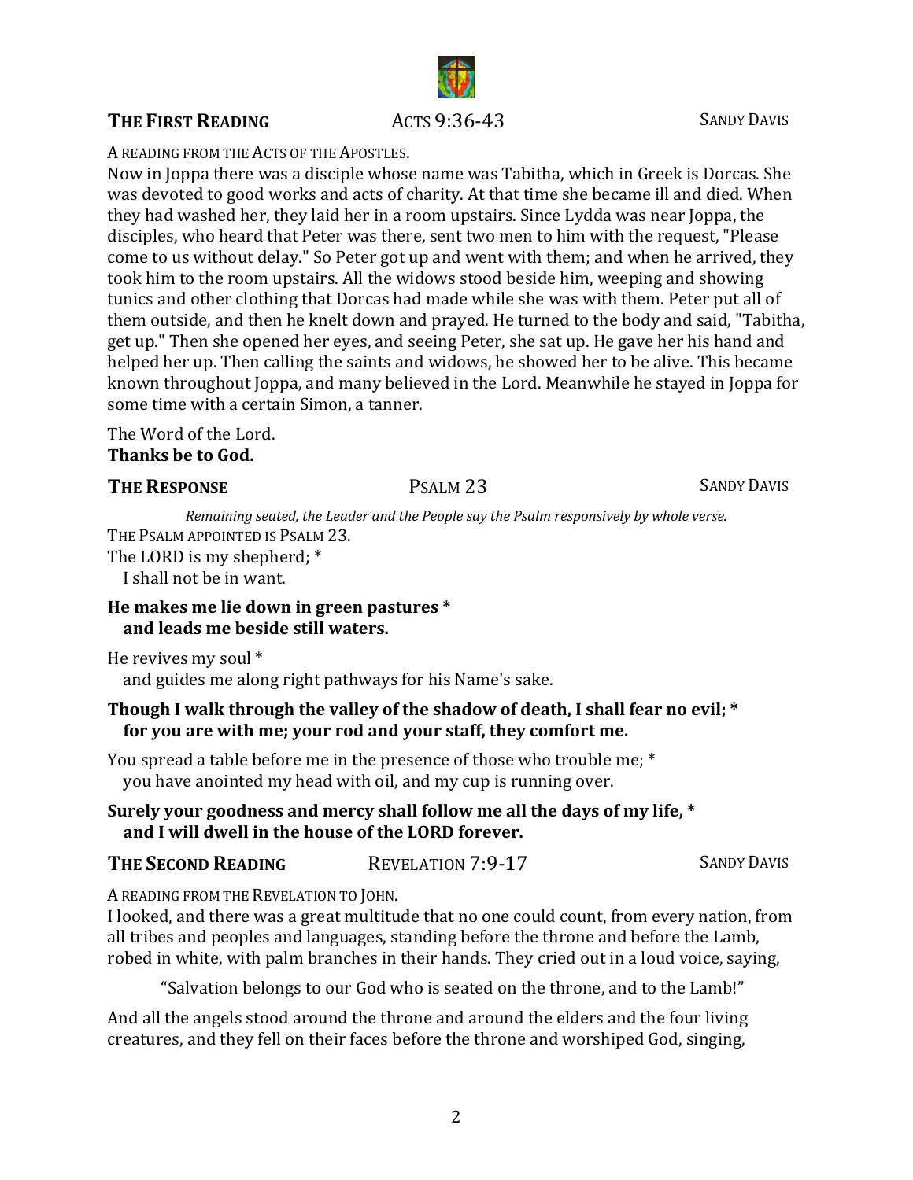**THE FIRST READING** ACTS 9:36-43 SANDY DAVIS

A READING FROM THE ACTS OF THE APOSTLES.

Now in Joppa there was a disciple whose name was Tabitha, which in Greek is Dorcas. She was devoted to good works and acts of charity. At that time she became ill and died. When they had washed her, they laid her in a room upstairs. Since Lydda was near Joppa, the disciples, who heard that Peter was there, sent two men to him with the request, "Please come to us without delay." So Peter got up and went with them; and when he arrived, they took him to the room upstairs. All the widows stood beside him, weeping and showing tunics and other clothing that Dorcas had made while she was with them. Peter put all of them outside, and then he knelt down and prayed. He turned to the body and said, "Tabitha, get up." Then she opened her eyes, and seeing Peter, she sat up. He gave her his hand and helped her up. Then calling the saints and widows, he showed her to be alive. This became known throughout Joppa, and many believed in the Lord. Meanwhile he stayed in Joppa for some time with a certain Simon, a tanner.

The Word of the Lord.
**Thanks be to God.**

**THE RESPONSE** PSALM 23 SANDY DAVIS

*Remaining seated, the Leader and the People say the Psalm responsively by whole verse.*

THE PSALM APPOINTED IS PSALM 23.

The LORD is my shepherd; *
  I shall not be in want.

**He makes me lie down in green pastures *
  and leads me beside still waters.**

He revives my soul *
  and guides me along right pathways for his Name's sake.

**Though I walk through the valley of the shadow of death, I shall fear no evil; *
  for you are with me; your rod and your staff, they comfort me.**

You spread a table before me in the presence of those who trouble me; *
  you have anointed my head with oil, and my cup is running over.

**Surely your goodness and mercy shall follow me all the days of my life, *
  and I will dwell in the house of the LORD forever.**

**THE SECOND READING** REVELATION 7:9-17 SANDY DAVIS

A READING FROM THE REVELATION TO JOHN.

I looked, and there was a great multitude that no one could count, from every nation, from all tribes and peoples and languages, standing before the throne and before the Lamb, robed in white, with palm branches in their hands. They cried out in a loud voice, saying,

"Salvation belongs to our God who is seated on the throne, and to the Lamb!"

And all the angels stood around the throne and around the elders and the four living creatures, and they fell on their faces before the throne and worshiped God, singing,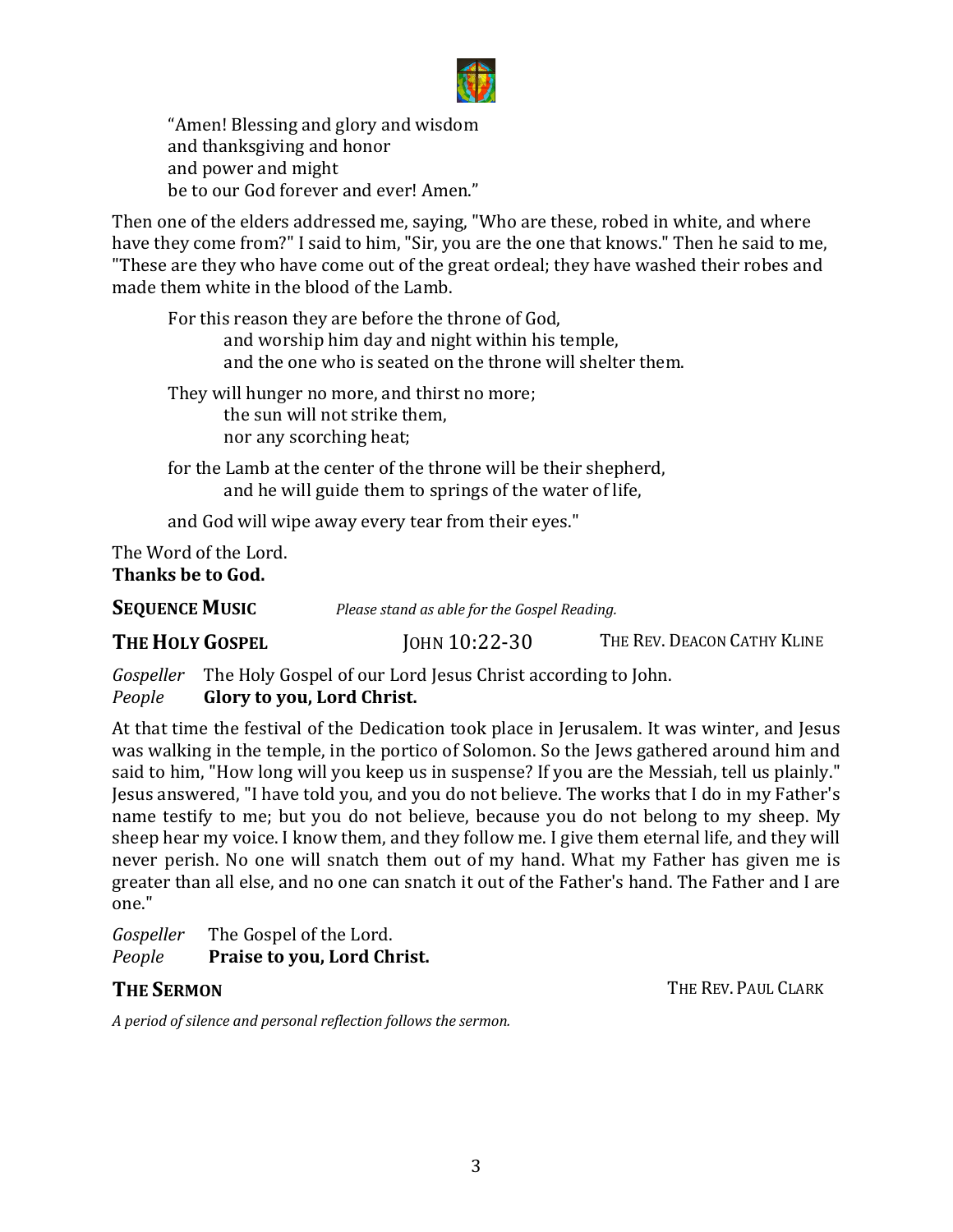"Amen! Blessing and glory and wisdom
and thanksgiving and honor
and power and might
be to our God forever and ever! Amen."

Then one of the elders addressed me, saying, "Who are these, robed in white, and where have they come from?" I said to him, "Sir, you are the one that knows." Then he said to me, "These are they who have come out of the great ordeal; they have washed their robes and made them white in the blood of the Lamb.

For this reason they are before the throne of God,
and worship him day and night within his temple,
and the one who is seated on the throne will shelter them.

They will hunger no more, and thirst no more;
the sun will not strike them,
nor any scorching heat;

for the Lamb at the center of the throne will be their shepherd,
and he will guide them to springs of the water of life,

and God will wipe away every tear from their eyes."

The Word of the Lord.
**Thanks be to God.**

**SEQUENCE MUSIC** *Please stand as able for the Gospel Reading.*

**THE HOLY GOSPEL** JOHN 10:22-30 THE REV. DEACON CATHY KLINE

*Gospeller* The Holy Gospel of our Lord Jesus Christ according to John.
*People* **Glory to you, Lord Christ.**

At that time the festival of the Dedication took place in Jerusalem. It was winter, and Jesus was walking in the temple, in the portico of Solomon. So the Jews gathered around him and said to him, "How long will you keep us in suspense? If you are the Messiah, tell us plainly." Jesus answered, "I have told you, and you do not believe. The works that I do in my Father's name testify to me; but you do not believe, because you do not belong to my sheep. My sheep hear my voice. I know them, and they follow me. I give them eternal life, and they will never perish. No one will snatch them out of my hand. What my Father has given me is greater than all else, and no one can snatch it out of the Father's hand. The Father and I are one."

*Gospeller* The Gospel of the Lord.
*People* **Praise to you, Lord Christ.**

**THE SERMON** THE REV. PAUL CLARK

*A period of silence and personal reflection follows the sermon.*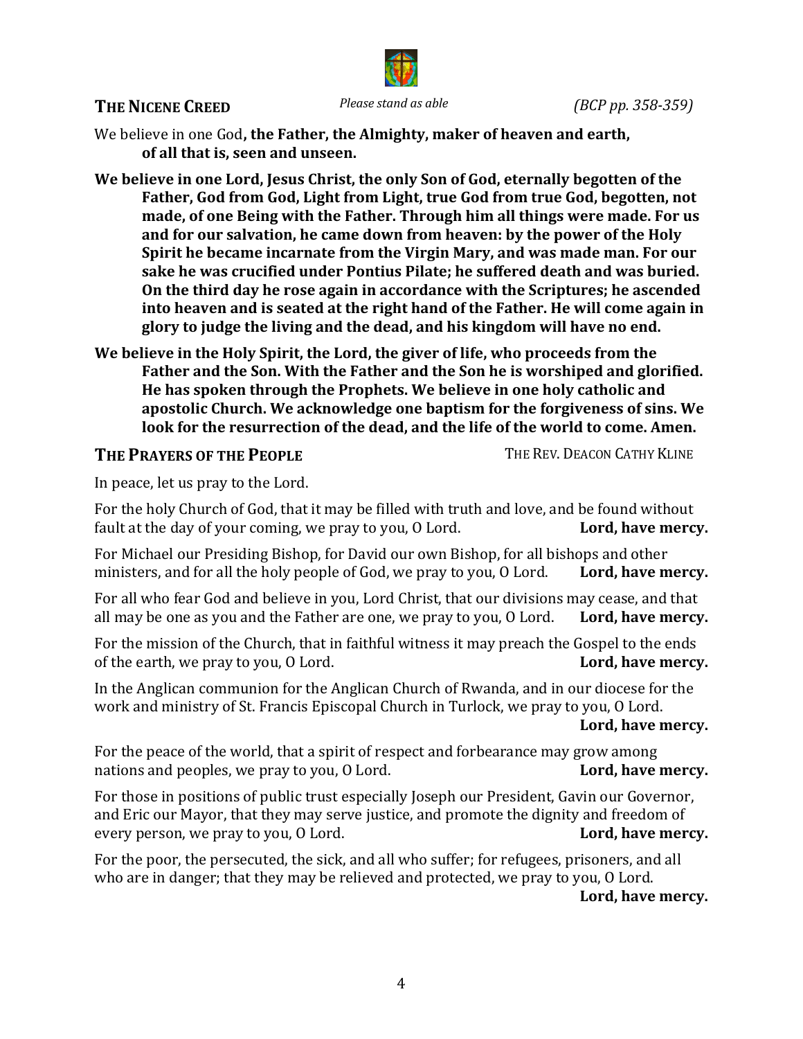## THE NICENE CREED

*Please stand as able* *(BCP pp. 358-359)*

We believe in one God**, the Father, the Almighty, maker of heaven and earth, of all that is, seen and unseen.**

**We believe in one Lord, Jesus Christ, the only Son of God, eternally begotten of the Father, God from God, Light from Light, true God from true God, begotten, not made, of one Being with the Father. Through him all things were made. For us and for our salvation, he came down from heaven: by the power of the Holy Spirit he became incarnate from the Virgin Mary, and was made man. For our sake he was crucified under Pontius Pilate; he suffered death and was buried. On the third day he rose again in accordance with the Scriptures; he ascended into heaven and is seated at the right hand of the Father. He will come again in glory to judge the living and the dead, and his kingdom will have no end.**

**We believe in the Holy Spirit, the Lord, the giver of life, who proceeds from the Father and the Son. With the Father and the Son he is worshiped and glorified. He has spoken through the Prophets. We believe in one holy catholic and apostolic Church. We acknowledge one baptism for the forgiveness of sins. We look for the resurrection of the dead, and the life of the world to come. Amen.**

## THE PRAYERS OF THE PEOPLE

THE REV. DEACON CATHY KLINE

In peace, let us pray to the Lord.

For the holy Church of God, that it may be filled with truth and love, and be found without fault at the day of your coming, we pray to you, O Lord. **Lord, have mercy.**

For Michael our Presiding Bishop, for David our own Bishop, for all bishops and other ministers, and for all the holy people of God, we pray to you, O Lord. **Lord, have mercy.**

For all who fear God and believe in you, Lord Christ, that our divisions may cease, and that all may be one as you and the Father are one, we pray to you, O Lord. **Lord, have mercy.**

For the mission of the Church, that in faithful witness it may preach the Gospel to the ends of the earth, we pray to you, O Lord. **Lord, have mercy.**

In the Anglican communion for the Anglican Church of Rwanda, and in our diocese for the work and ministry of St. Francis Episcopal Church in Turlock, we pray to you, O Lord. **Lord, have mercy.**

For the peace of the world, that a spirit of respect and forbearance may grow among nations and peoples, we pray to you, O Lord. **Lord, have mercy.**

For those in positions of public trust especially Joseph our President, Gavin our Governor, and Eric our Mayor, that they may serve justice, and promote the dignity and freedom of every person, we pray to you, O Lord. **Lord, have mercy.**

For the poor, the persecuted, the sick, and all who suffer; for refugees, prisoners, and all who are in danger; that they may be relieved and protected, we pray to you, O Lord. **Lord, have mercy.**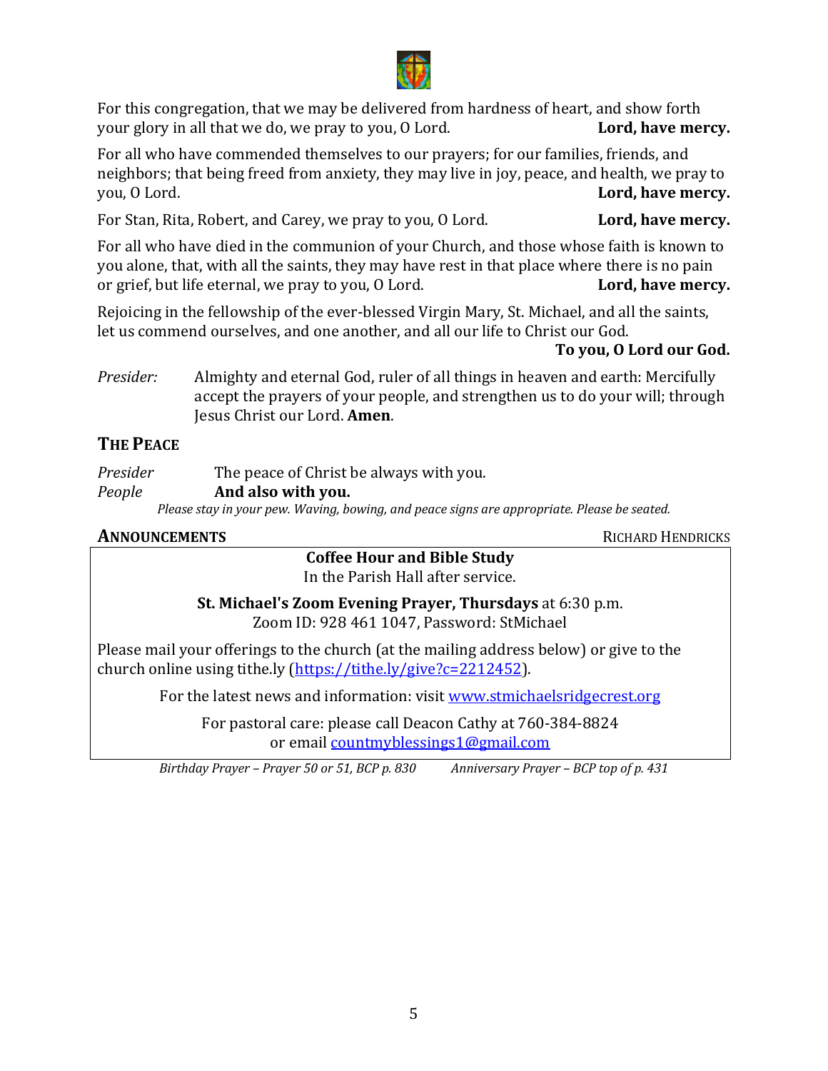For this congregation, that we may be delivered from hardness of heart, and show forth your glory in all that we do, we pray to you, O Lord. **Lord, have mercy.**

For all who have commended themselves to our prayers; for our families, friends, and neighbors; that being freed from anxiety, they may live in joy, peace, and health, we pray to you, O Lord. **Lord, have mercy.**

For Stan, Rita, Robert, and Carey, we pray to you, O Lord. **Lord, have mercy.**

For all who have died in the communion of your Church, and those whose faith is known to you alone, that, with all the saints, they may have rest in that place where there is no pain or grief, but life eternal, we pray to you, O Lord. **Lord, have mercy.**

Rejoicing in the fellowship of the ever-blessed Virgin Mary, St. Michael, and all the saints, let us commend ourselves, and one another, and all our life to Christ our God.

**To you, O Lord our God.**

*Presider:* Almighty and eternal God, ruler of all things in heaven and earth: Mercifully accept the prayers of your people, and strengthen us to do your will; through Jesus Christ our Lord. **Amen**.

## THE PEACE

*Presider* The peace of Christ be always with you.
*People* **And also with you.**

*Please stay in your pew. Waving, bowing, and peace signs are appropriate. Please be seated.*

## ANNOUNCEMENTS — RICHARD HENDRICKS

**Coffee Hour and Bible Study**
In the Parish Hall after service.

**St. Michael's Zoom Evening Prayer, Thursdays** at 6:30 p.m.
Zoom ID: 928 461 1047, Password: StMichael

Please mail your offerings to the church (at the mailing address below) or give to the church online using tithe.ly (https://tithe.ly/give?c=2212452).

For the latest news and information: visit www.stmichaelsridgecrest.org

For pastoral care: please call Deacon Cathy at 760-384-8824
or email countmyblessings1@gmail.com

*Birthday Prayer – Prayer 50 or 51, BCP p. 830 Anniversary Prayer – BCP top of p. 431*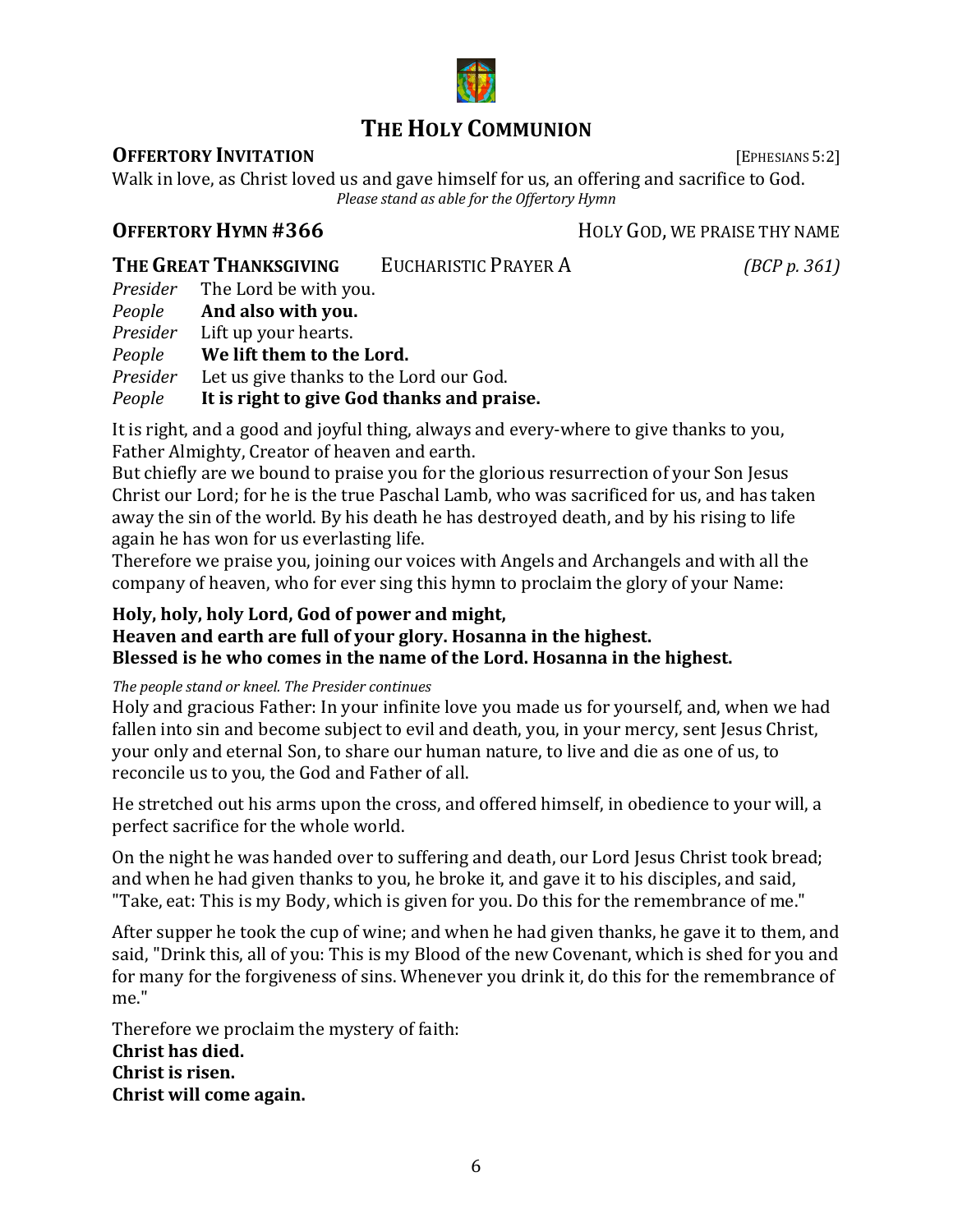# THE HOLY COMMUNION

**OFFERTORY INVITATION** [EPHESIANS 5:2]

Walk in love, as Christ loved us and gave himself for us, an offering and sacrifice to God.

*Please stand as able for the Offertory Hymn*

**OFFERTORY HYMN #366** HOLY GOD, WE PRAISE THY NAME

**THE GREAT THANKSGIVING** EUCHARISTIC PRAYER A *(BCP p. 361)*

*Presider* The Lord be with you.
*People* **And also with you.**
*Presider* Lift up your hearts.
*People* **We lift them to the Lord.**
*Presider* Let us give thanks to the Lord our God.
*People* **It is right to give God thanks and praise.**

It is right, and a good and joyful thing, always and every-where to give thanks to you, Father Almighty, Creator of heaven and earth.
But chiefly are we bound to praise you for the glorious resurrection of your Son Jesus Christ our Lord; for he is the true Paschal Lamb, who was sacrificed for us, and has taken away the sin of the world. By his death he has destroyed death, and by his rising to life again he has won for us everlasting life.
Therefore we praise you, joining our voices with Angels and Archangels and with all the company of heaven, who for ever sing this hymn to proclaim the glory of your Name:

**Holy, holy, holy Lord, God of power and might,**
**Heaven and earth are full of your glory. Hosanna in the highest.**
**Blessed is he who comes in the name of the Lord. Hosanna in the highest.**

*The people stand or kneel. The Presider continues*

Holy and gracious Father: In your infinite love you made us for yourself, and, when we had fallen into sin and become subject to evil and death, you, in your mercy, sent Jesus Christ, your only and eternal Son, to share our human nature, to live and die as one of us, to reconcile us to you, the God and Father of all.

He stretched out his arms upon the cross, and offered himself, in obedience to your will, a perfect sacrifice for the whole world.

On the night he was handed over to suffering and death, our Lord Jesus Christ took bread; and when he had given thanks to you, he broke it, and gave it to his disciples, and said, "Take, eat: This is my Body, which is given for you. Do this for the remembrance of me."

After supper he took the cup of wine; and when he had given thanks, he gave it to them, and said, "Drink this, all of you: This is my Blood of the new Covenant, which is shed for you and for many for the forgiveness of sins. Whenever you drink it, do this for the remembrance of me."

Therefore we proclaim the mystery of faith:
**Christ has died.**
**Christ is risen.**
**Christ will come again.**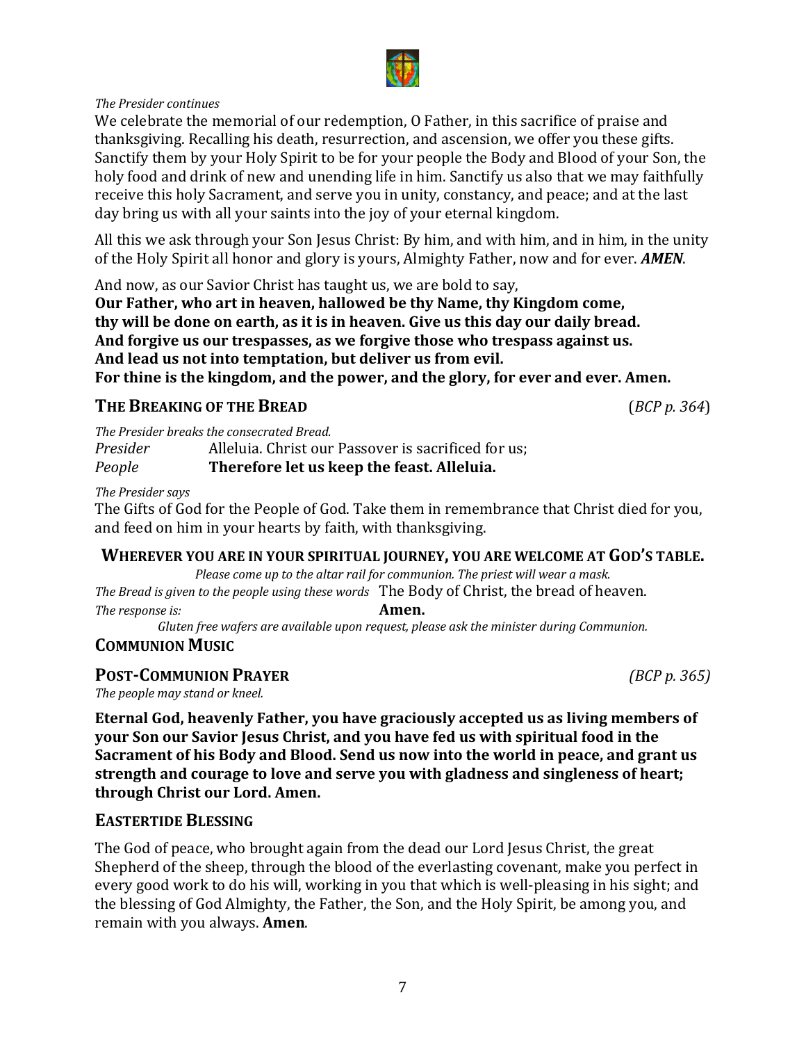*The Presider continues*

We celebrate the memorial of our redemption, O Father, in this sacrifice of praise and thanksgiving. Recalling his death, resurrection, and ascension, we offer you these gifts. Sanctify them by your Holy Spirit to be for your people the Body and Blood of your Son, the holy food and drink of new and unending life in him. Sanctify us also that we may faithfully receive this holy Sacrament, and serve you in unity, constancy, and peace; and at the last day bring us with all your saints into the joy of your eternal kingdom.

All this we ask through your Son Jesus Christ: By him, and with him, and in him, in the unity of the Holy Spirit all honor and glory is yours, Almighty Father, now and for ever. ***AMEN***.

And now, as our Savior Christ has taught us, we are bold to say,
**Our Father, who art in heaven, hallowed be thy Name, thy Kingdom come, thy will be done on earth, as it is in heaven. Give us this day our daily bread. And forgive us our trespasses, as we forgive those who trespass against us. And lead us not into temptation, but deliver us from evil. For thine is the kingdom, and the power, and the glory, for ever and ever. Amen.**

## THE BREAKING OF THE BREAD (*BCP p. 364*)

*The Presider breaks the consecrated Bread.*

*Presider* Alleluia. Christ our Passover is sacrificed for us;
*People* **Therefore let us keep the feast. Alleluia.**

*The Presider says*

The Gifts of God for the People of God. Take them in remembrance that Christ died for you, and feed on him in your hearts by faith, with thanksgiving.

**WHEREVER YOU ARE IN YOUR SPIRITUAL JOURNEY, YOU ARE WELCOME AT GOD'S TABLE.**

*Please come up to the altar rail for communion. The priest will wear a mask.*

*The Bread is given to the people using these words* The Body of Christ, the bread of heaven.
*The response is:* **Amen.**

*Gluten free wafers are available upon request, please ask the minister during Communion.*

## COMMUNION MUSIC

## POST-COMMUNION PRAYER *(BCP p. 365)*

*The people may stand or kneel.*

**Eternal God, heavenly Father, you have graciously accepted us as living members of your Son our Savior Jesus Christ, and you have fed us with spiritual food in the Sacrament of his Body and Blood. Send us now into the world in peace, and grant us strength and courage to love and serve you with gladness and singleness of heart; through Christ our Lord. Amen.**

## EASTERTIDE BLESSING

The God of peace, who brought again from the dead our Lord Jesus Christ, the great Shepherd of the sheep, through the blood of the everlasting covenant, make you perfect in every good work to do his will, working in you that which is well-pleasing in his sight; and the blessing of God Almighty, the Father, the Son, and the Holy Spirit, be among you, and remain with you always. **Amen**.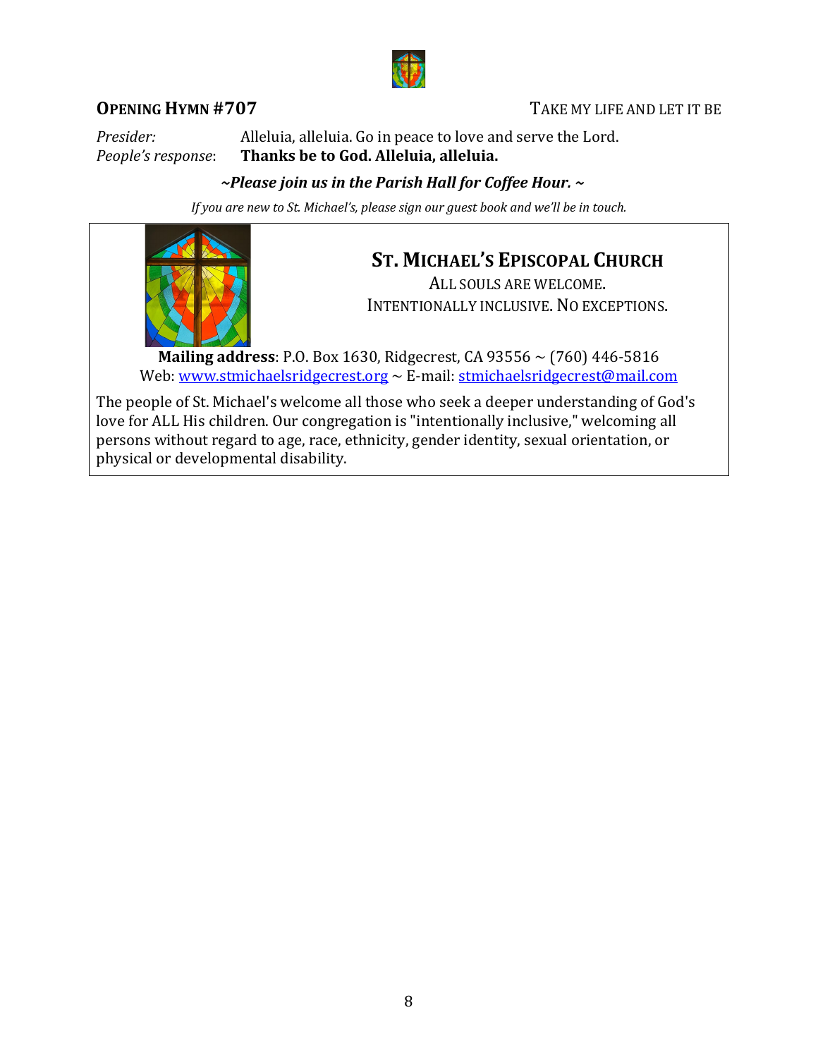**OPENING HYMN #707** TAKE MY LIFE AND LET IT BE

*Presider:* Alleluia, alleluia. Go in peace to love and serve the Lord.
*People's response*: **Thanks be to God. Alleluia, alleluia.**

***~Please join us in the Parish Hall for Coffee Hour. ~***

*If you are new to St. Michael's, please sign our guest book and we'll be in touch.*

## ST. MICHAEL'S EPISCOPAL CHURCH

ALL SOULS ARE WELCOME.
INTENTIONALLY INCLUSIVE. NO EXCEPTIONS.

**Mailing address**: P.O. Box 1630, Ridgecrest, CA 93556 ~ (760) 446-5816
Web: [www.stmichaelsridgecrest.org](http://www.stmichaelsridgecrest.org) ~ E-mail: [stmichaelsridgecrest@mail.com](mailto:stmichaelsridgecrest@mail.com)

The people of St. Michael's welcome all those who seek a deeper understanding of God's love for ALL His children. Our congregation is "intentionally inclusive," welcoming all persons without regard to age, race, ethnicity, gender identity, sexual orientation, or physical or developmental disability.